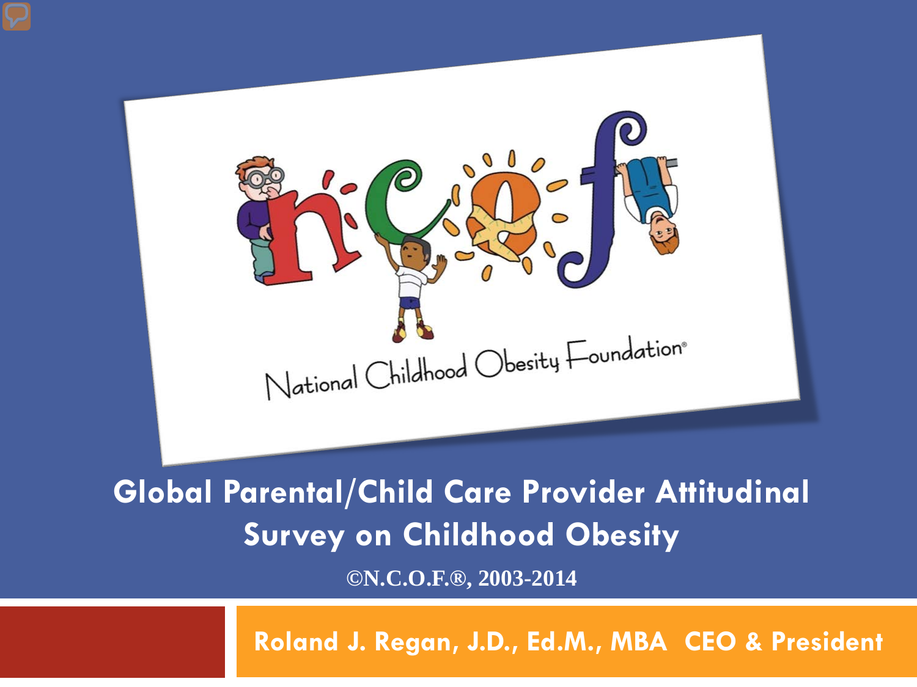National Childhood Obesity Foundation®

# Global Parental/Child Care Provider Attitudinal Survey on Childhood Obesity

**©N.C.O.F.®, 2003-2014**

**Roland J. Regan, J.D., Ed.M., MBA CEO & President**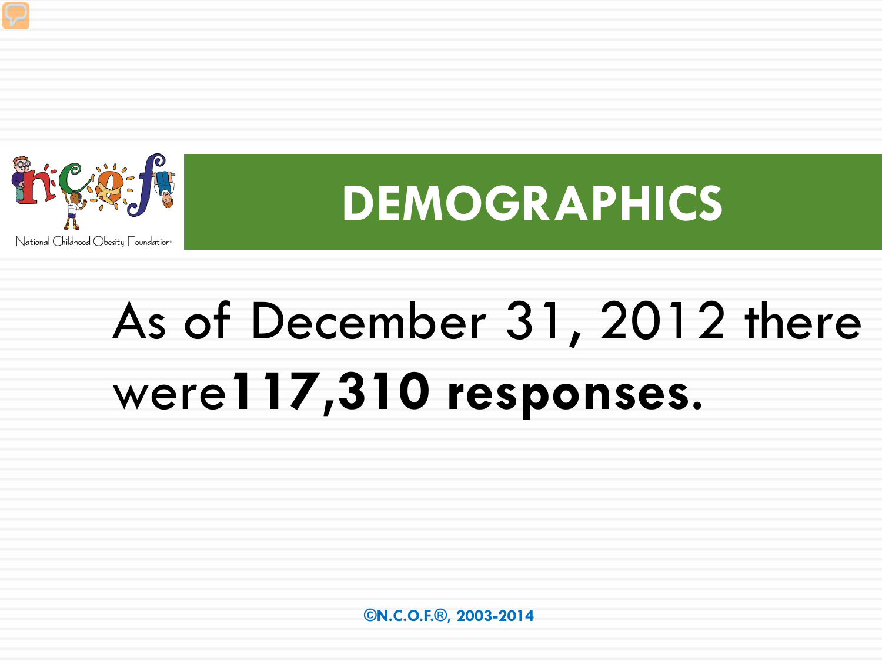# DEMOGRAPHICS

As of December 31, 2012 there were **117,310 responses.**

©N.C.O.F.®, 2003-2014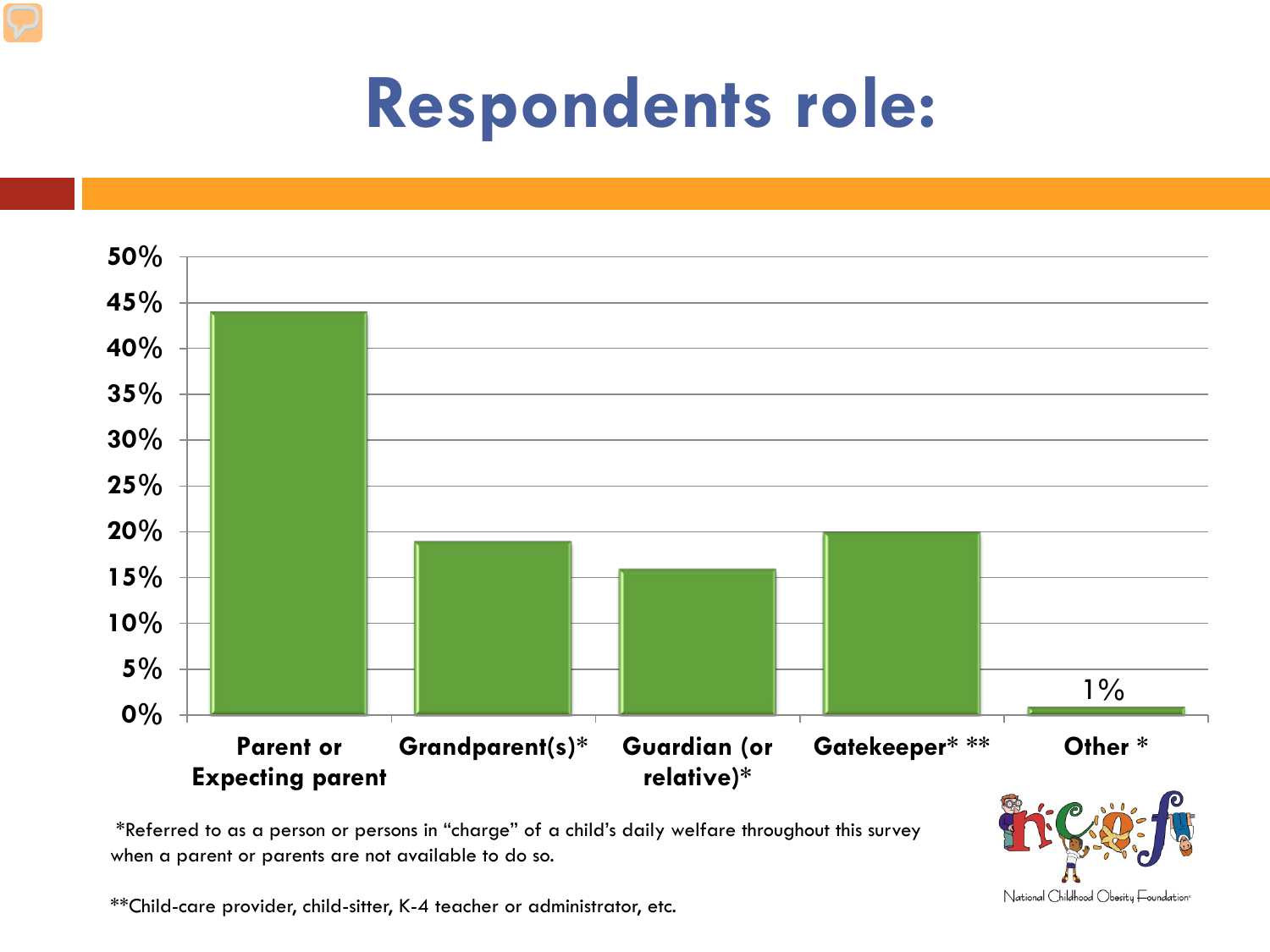# Respondents role:

| Role | Percentage |
| --- | --- |
| Parent or Expecting parent | ~44% |
| Grandparent(s)* | ~19% |
| Guardian (or relative)* | ~16% |
| Gatekeeper* ** | ~20% |
| Other * | 1% |

*Referred to as a person or persons in "charge" of a child's daily welfare throughout this survey when a parent or parents are not available to do so.

**Child-care provider, child-sitter, K-4 teacher or administrator, etc.

National Childhood Obesity Foundation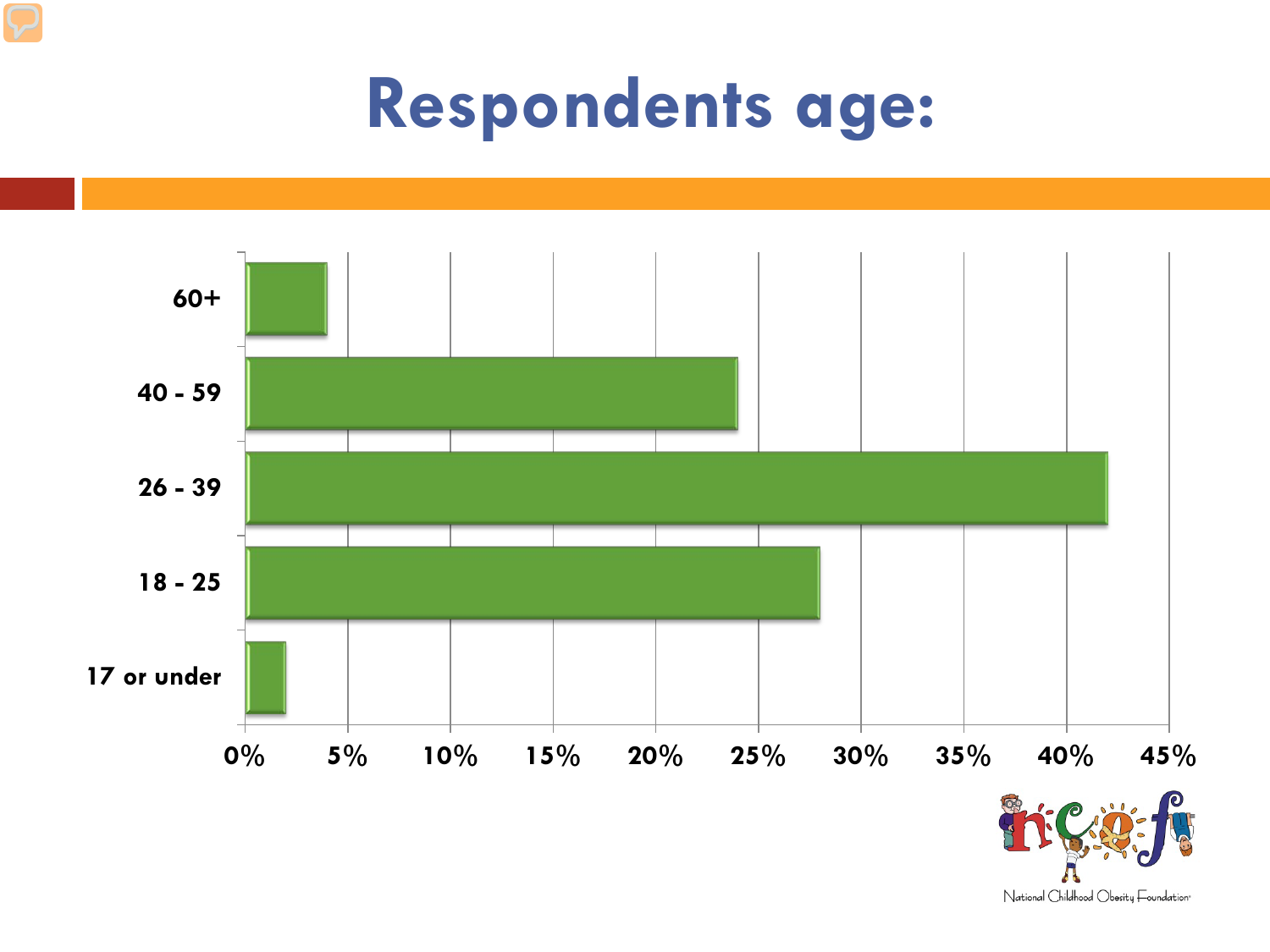# Respondents age:

| Age | Percentage |
|---|---|
| 60+ | ~4% |
| 40 - 59 | ~24% |
| 26 - 39 | ~42% |
| 18 - 25 | ~28% |
| 17 or under | ~2% |

National Childhood Obesity Foundation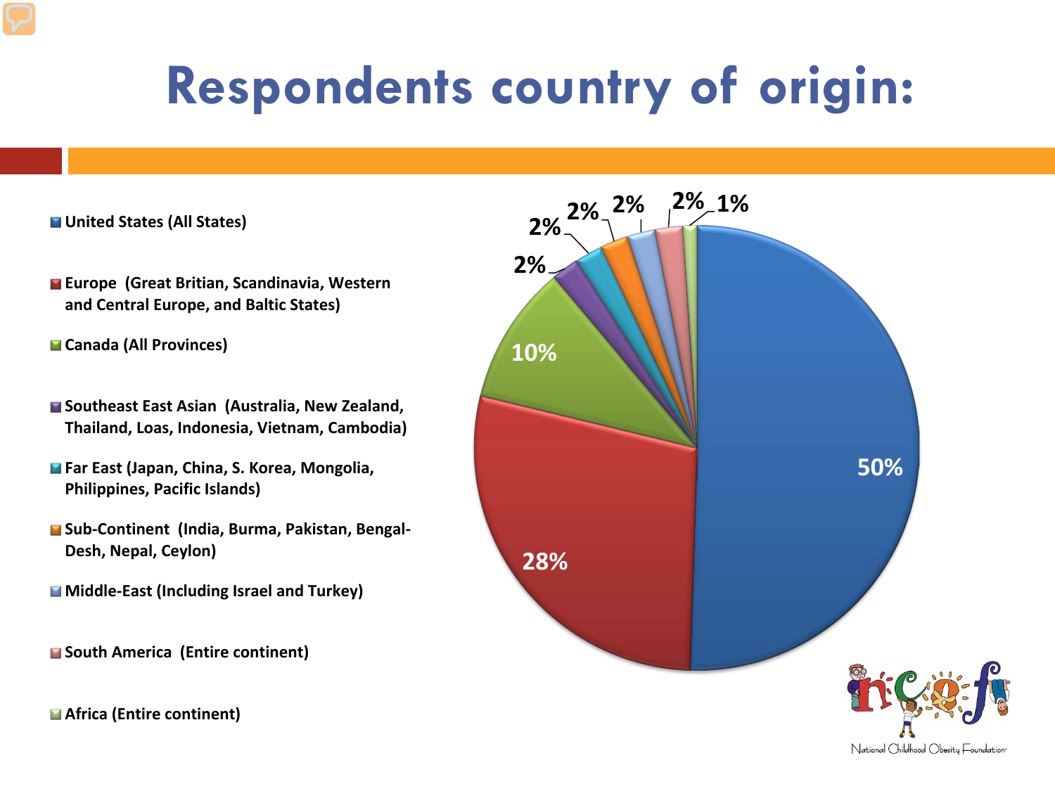# Respondents country of origin:

- United States (All States)
- Europe (Great Britian, Scandinavia, Western and Central Europe, and Baltic States)
- Canada (All Provinces)
- Southeast East Asian (Australia, New Zealand, Thailand, Loas, Indonesia, Vietnam, Cambodia)
- Far East (Japan, China, S. Korea, Mongolia, Philippines, Pacific Islands)
- Sub-Continent (India, Burma, Pakistan, Bengal-Desh, Nepal, Ceylon)
- Middle-East (Including Israel and Turkey)
- South America (Entire continent)
- Africa (Entire continent)

| Region | Percentage |
| --- | --- |
| United States (All States) | 50% |
| Europe | 28% |
| Canada | 10% |
| Southeast East Asian | 2% |
| Far East | 2% |
| Sub-Continent | 2% |
| Middle-East | 2% |
| South America | 2% |
| Africa | 1% |

National Childhood Obesity Foundation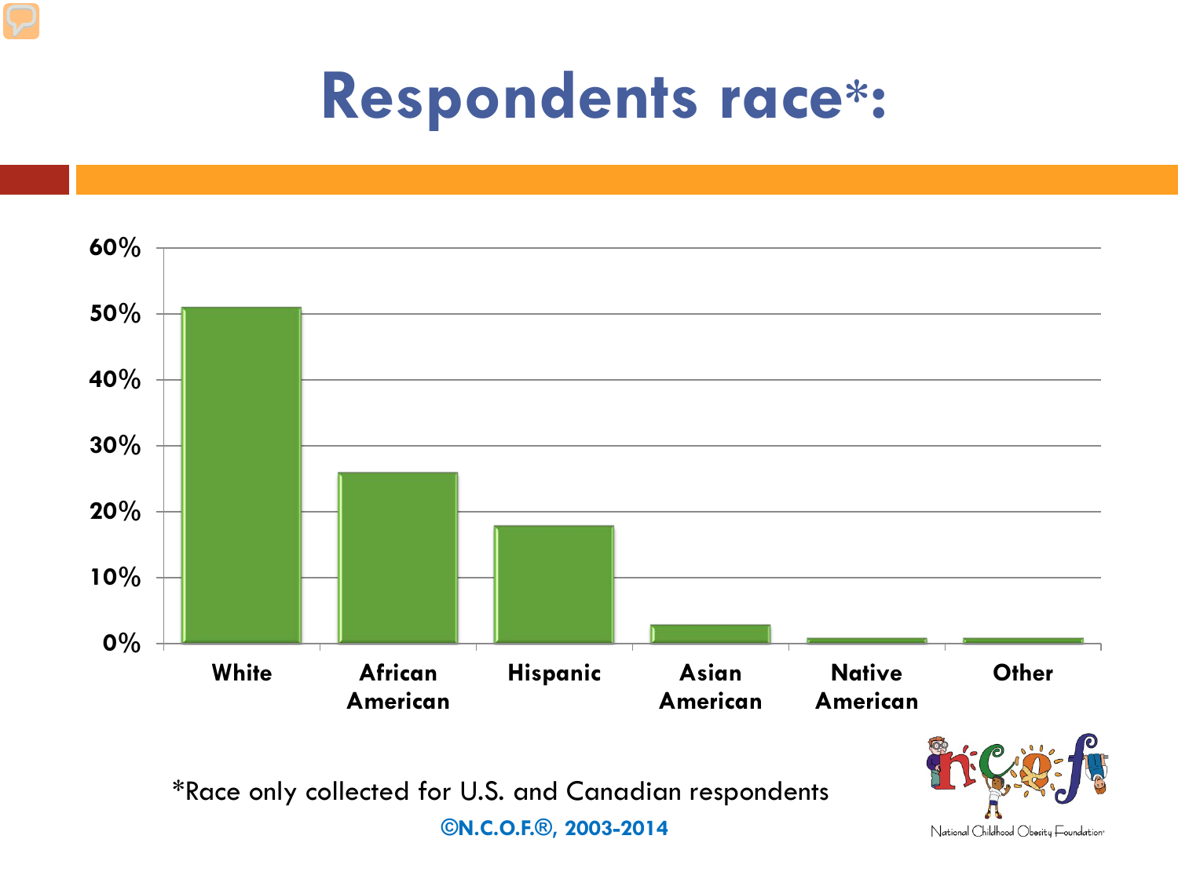# Respondents race*:

*Race only collected for U.S. and Canadian respondents

©N.C.O.F.®, 2003-2014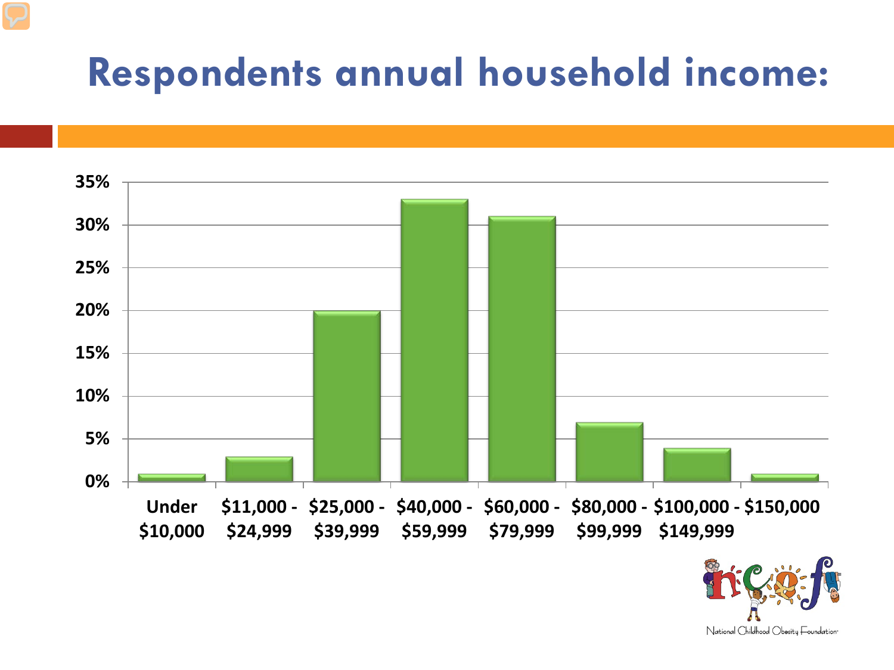# Respondents annual household income:

| Income | Percentage |
|---|---|
| Under $10,000 | 1% |
| $11,000 - $24,999 | 3% |
| $25,000 - $39,999 | 20% |
| $40,000 - $59,999 | 33% |
| $60,000 - $79,999 | 31% |
| $80,000 - $99,999 | 7% |
| $100,000 - $149,999 | 4% |
| $150,000 | 1% |

National Childhood Obesity Foundation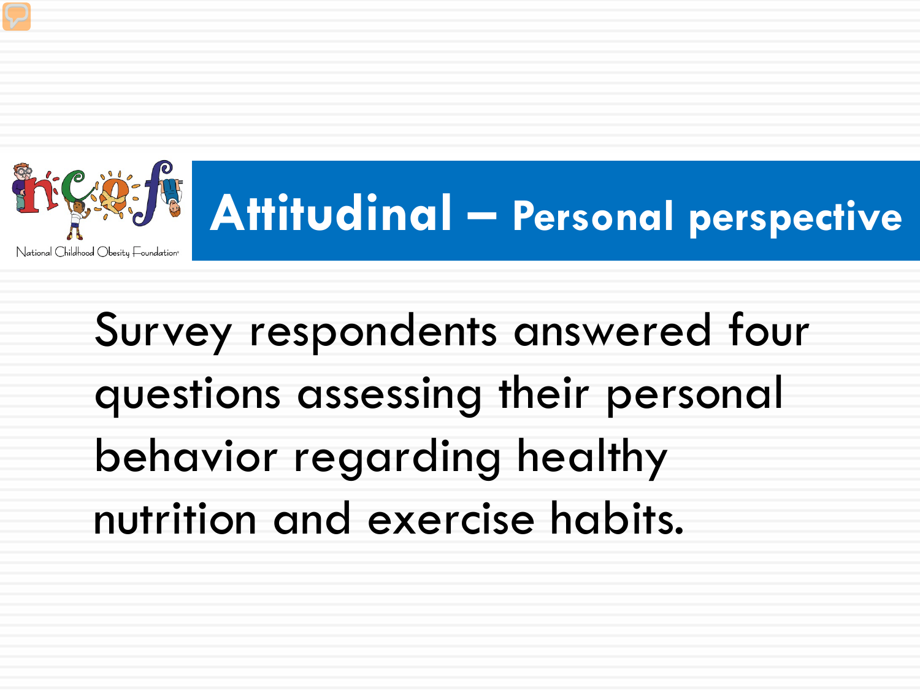# Attitudinal – Personal perspective

Survey respondents answered four questions assessing their personal behavior regarding healthy nutrition and exercise habits.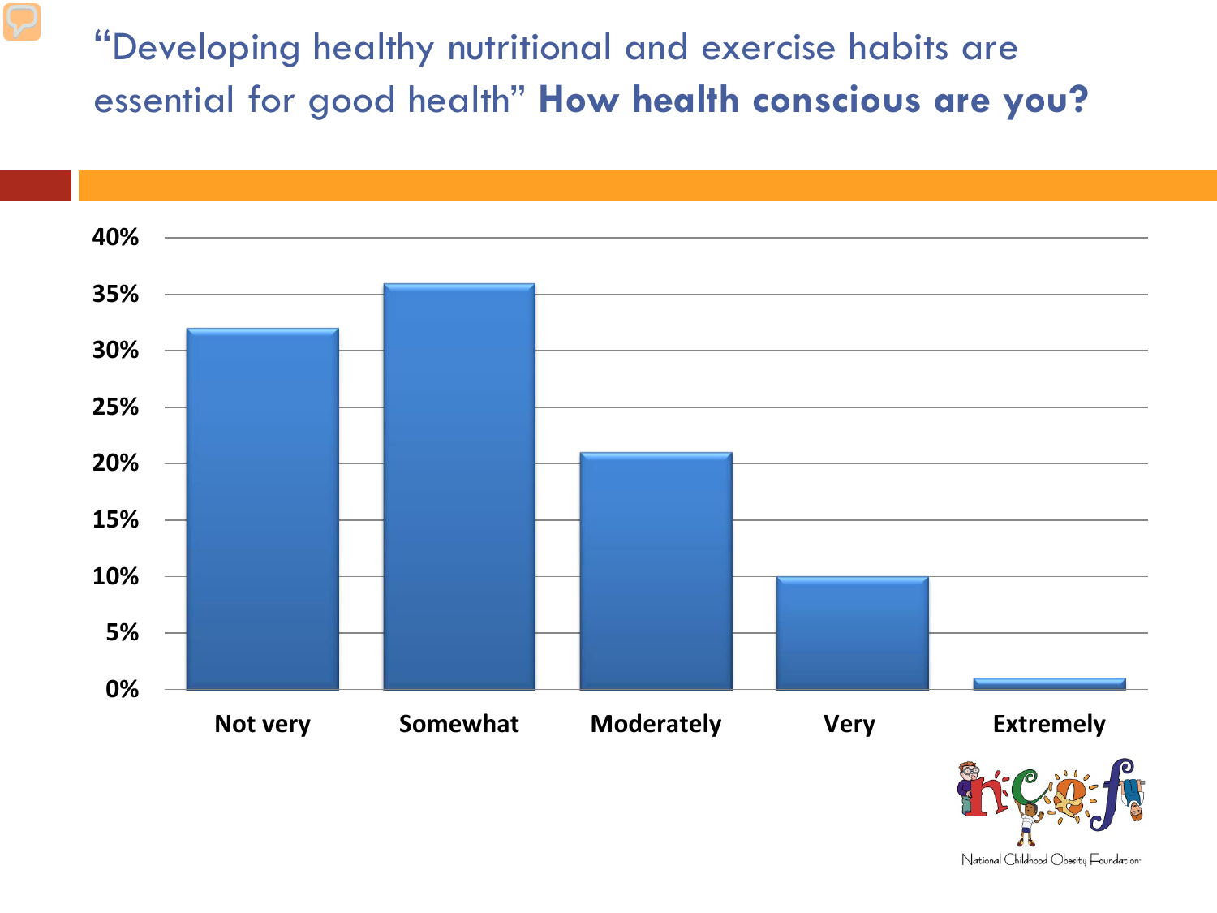# "Developing healthy nutritional and exercise habits are essential for good health" **How health conscious are you?**

| Response | Percentage |
|---|---|
| Not very | 32% |
| Somewhat | 36% |
| Moderately | 21% |
| Very | 10% |
| Extremely | 1% |

National Childhood Obesity Foundation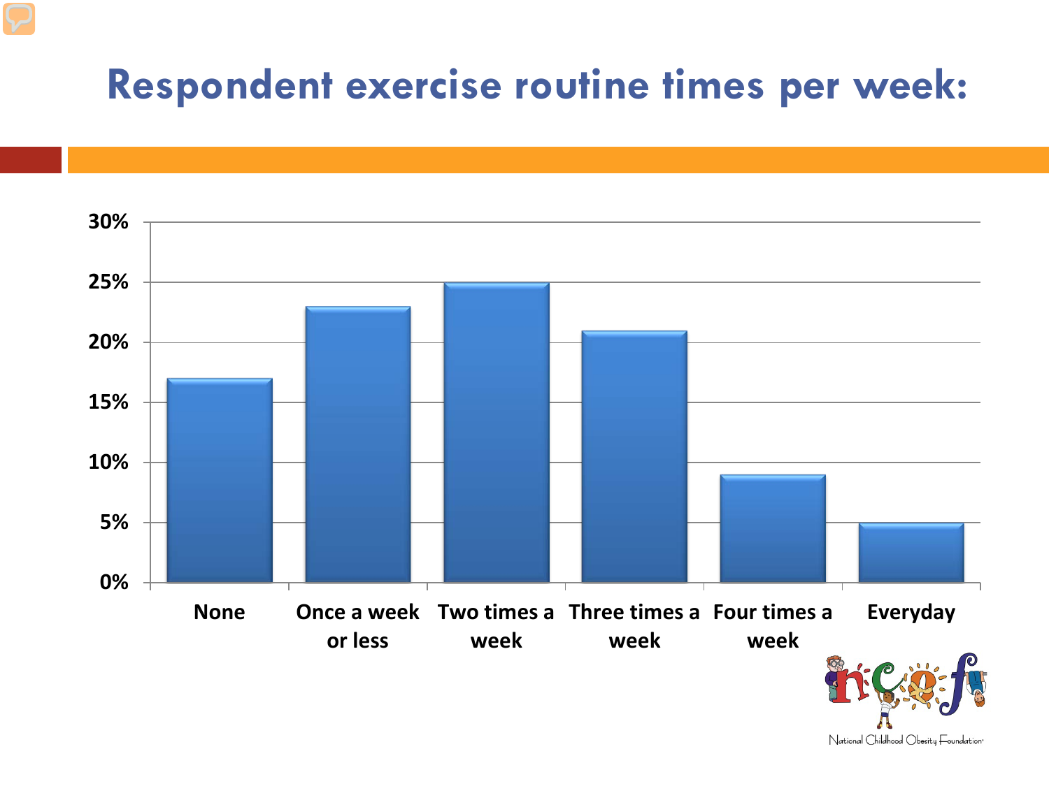# Respondent exercise routine times per week:

| Category | Percentage |
| --- | --- |
| None | 17% |
| Once a week or less | 23% |
| Two times a week | 25% |
| Three times a week | 21% |
| Four times a week | 9% |
| Everyday | 5% |

National Childhood Obesity Foundation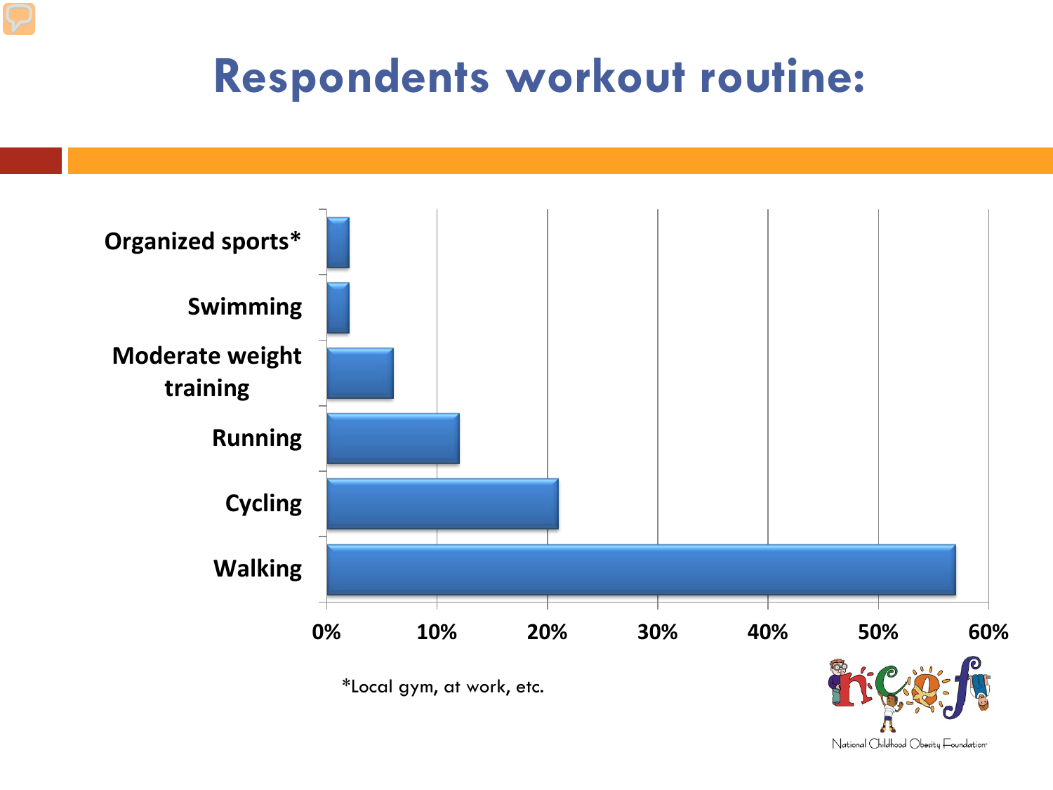# Respondents workout routine:

| Activity | Percentage (approx.) |
|---|---|
| Organized sports* | 2% |
| Swimming | 2% |
| Moderate weight training | 6% |
| Running | 12% |
| Cycling | 21% |
| Walking | 57% |

*Local gym, at work, etc.

National Childhood Obesity Foundation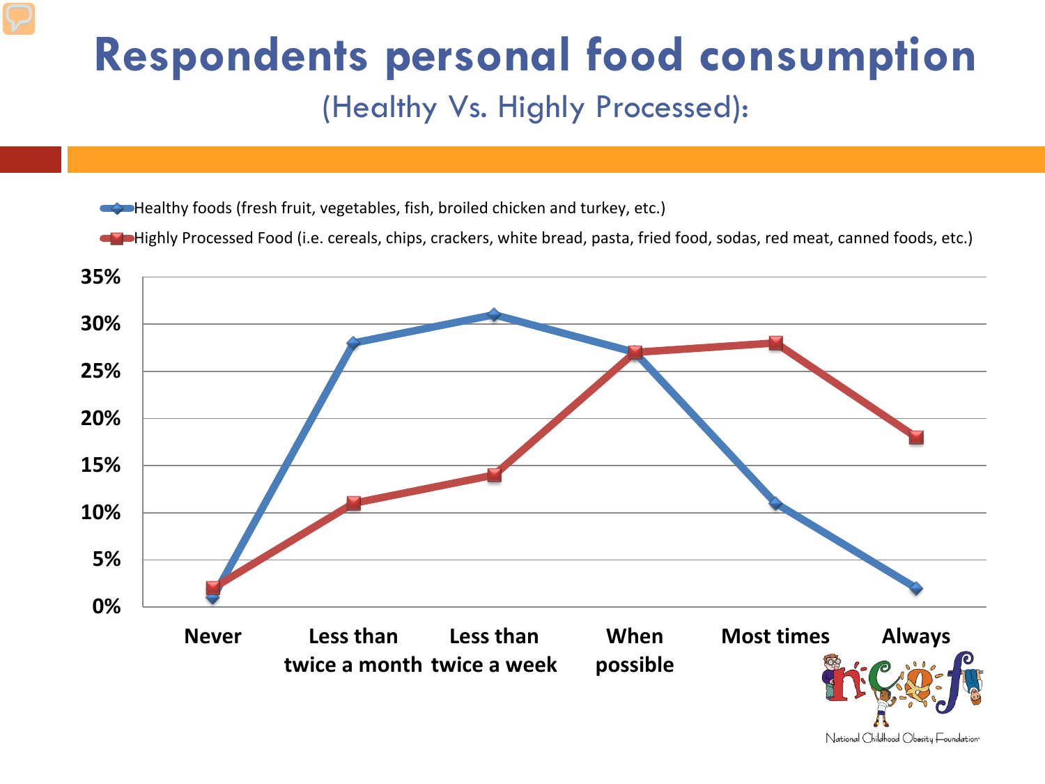# Respondents personal food consumption

(Healthy Vs. Highly Processed):

- Healthy foods (fresh fruit, vegetables, fish, broiled chicken and turkey, etc.)
- Highly Processed Food (i.e. cereals, chips, crackers, white bread, pasta, fried food, sodas, red meat, canned foods, etc.)

| | Never | Less than twice a month | Less than twice a week | When possible | Most times | Always |
|---|---|---|---|---|---|---|
| Healthy foods | 1% | 28% | 31% | 27% | 11% | 2% |
| Highly Processed Food | 2% | 11% | 14% | 27% | 28% | 18% |

National Childhood Obesity Foundation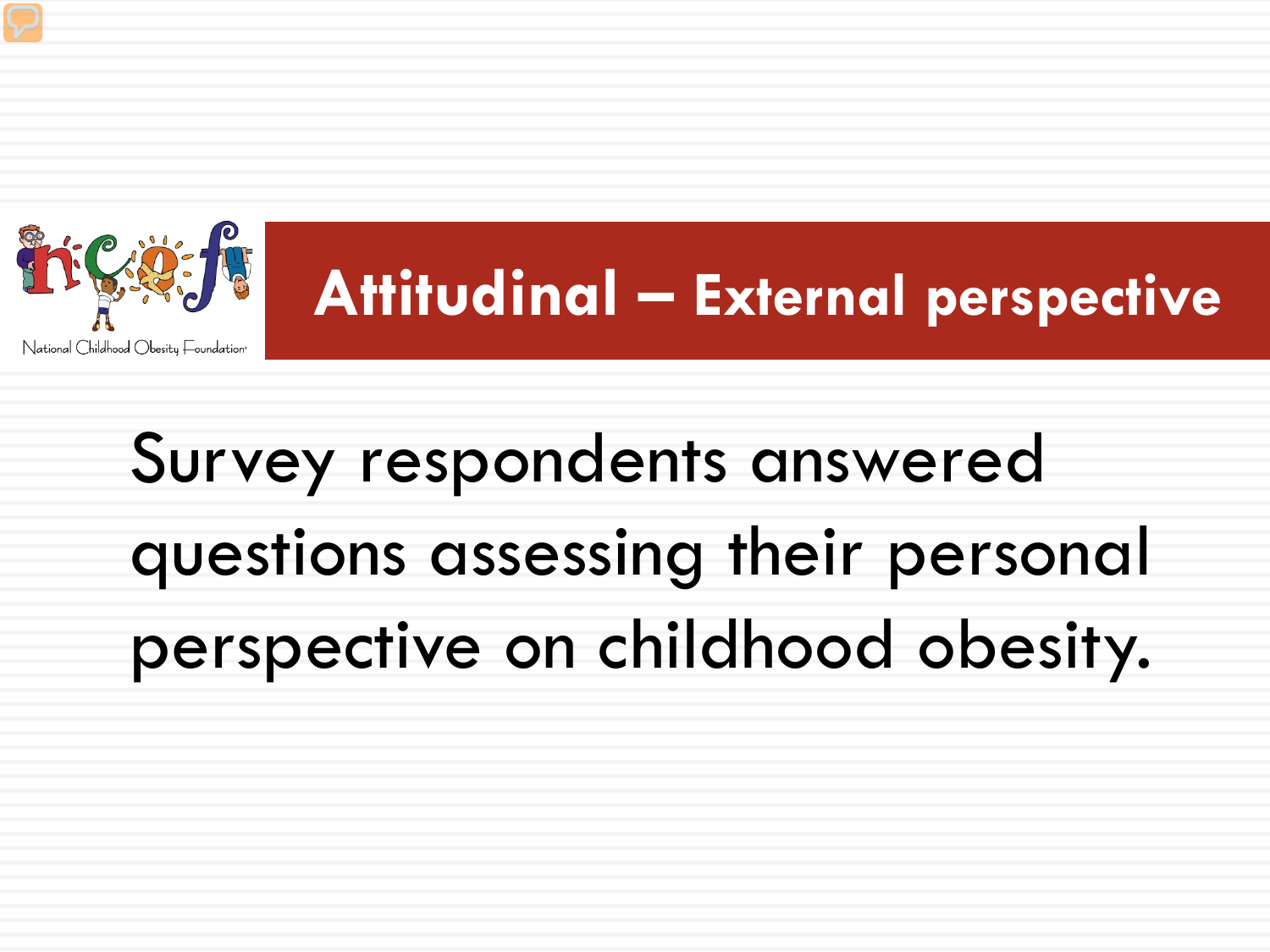## Attitudinal – External perspective

Survey respondents answered questions assessing their personal perspective on childhood obesity.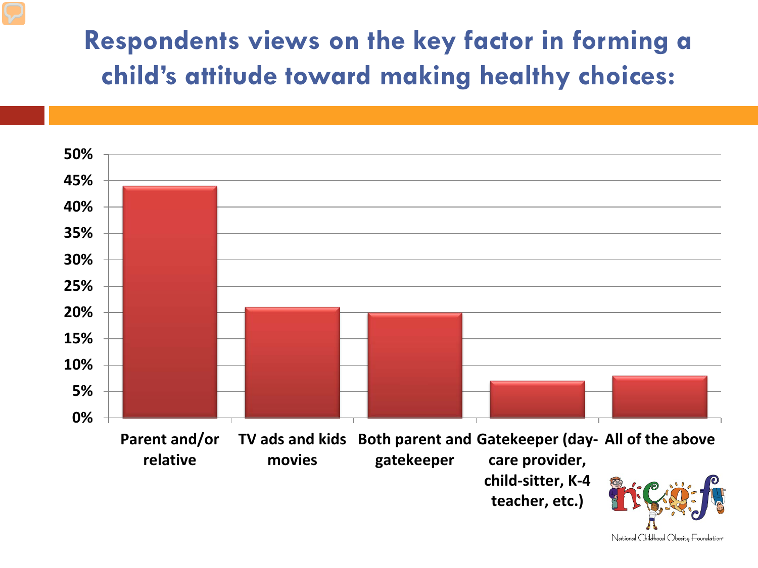# Respondents views on the key factor in forming a child's attitude toward making healthy choices:

| Response | Percentage |
| --- | --- |
| Parent and/or relative | 44% |
| TV ads and kids movies | 21% |
| Both parent and gatekeeper | 20% |
| Gatekeeper (day-care provider, child-sitter, K-4 teacher, etc.) | 7% |
| All of the above | 8% |

National Childhood Obesity Foundation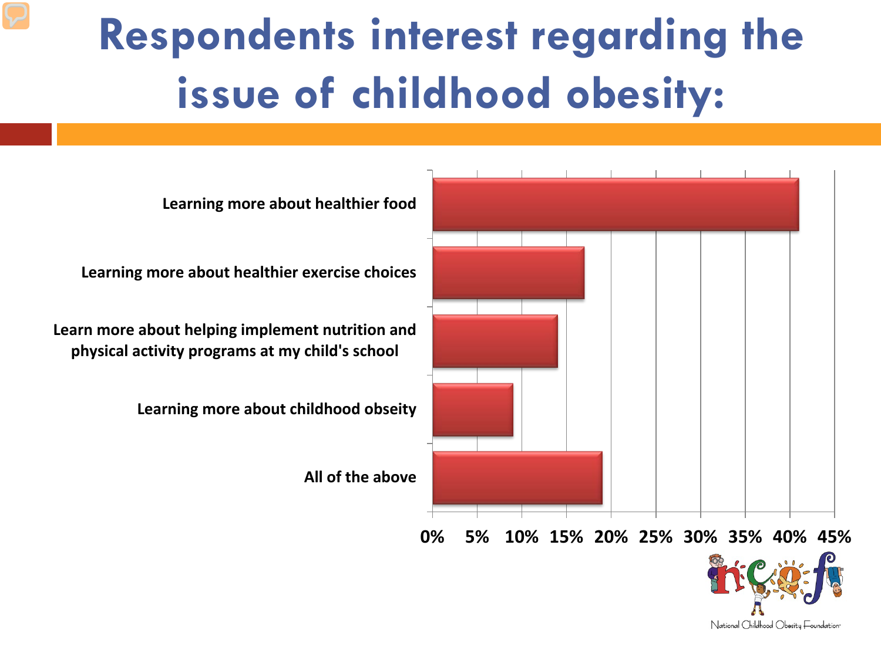# Respondents interest regarding the issue of childhood obesity:

| Category | Percentage |
| --- | --- |
| Learning more about healthier food | ~41% |
| Learning more about healthier exercise choices | ~17% |
| Learn more about helping implement nutrition and physical activity programs at my child's school | ~14% |
| Learning more about childhood obseity | ~9% |
| All of the above | ~19% |

0% 5% 10% 15% 20% 25% 30% 35% 40% 45%

National Childhood Obesity Foundation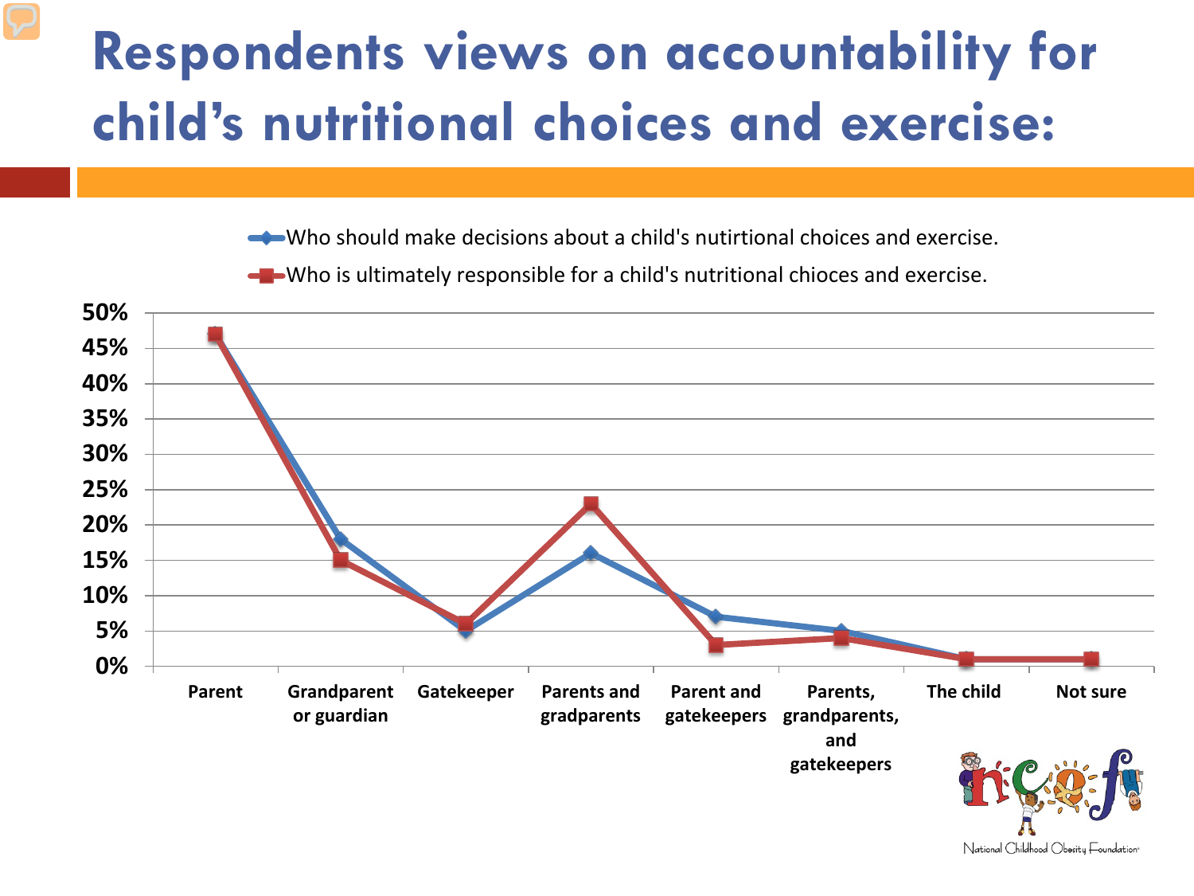# Respondents views on accountability for child's nutritional choices and exercise:

- Who should make decisions about a child's nutirtional choices and exercise.
- Who is ultimately responsible for a child's nutritional chioces and exercise.

| | Who should make decisions about a child's nutirtional choices and exercise. | Who is ultimately responsible for a child's nutritional chioces and exercise. |
|---|---|---|
| Parent | 47% | 47% |
| Grandparent or guardian | 18% | 15% |
| Gatekeeper | 5% | 6% |
| Parents and gradparents | 16% | 23% |
| Parent and gatekeepers | 7% | 3% |
| Parents, grandparents, and gatekeepers | 5% | 4% |
| The child | 1% | 1% |
| Not sure | 1% | 1% |

National Childhood Obesity Foundation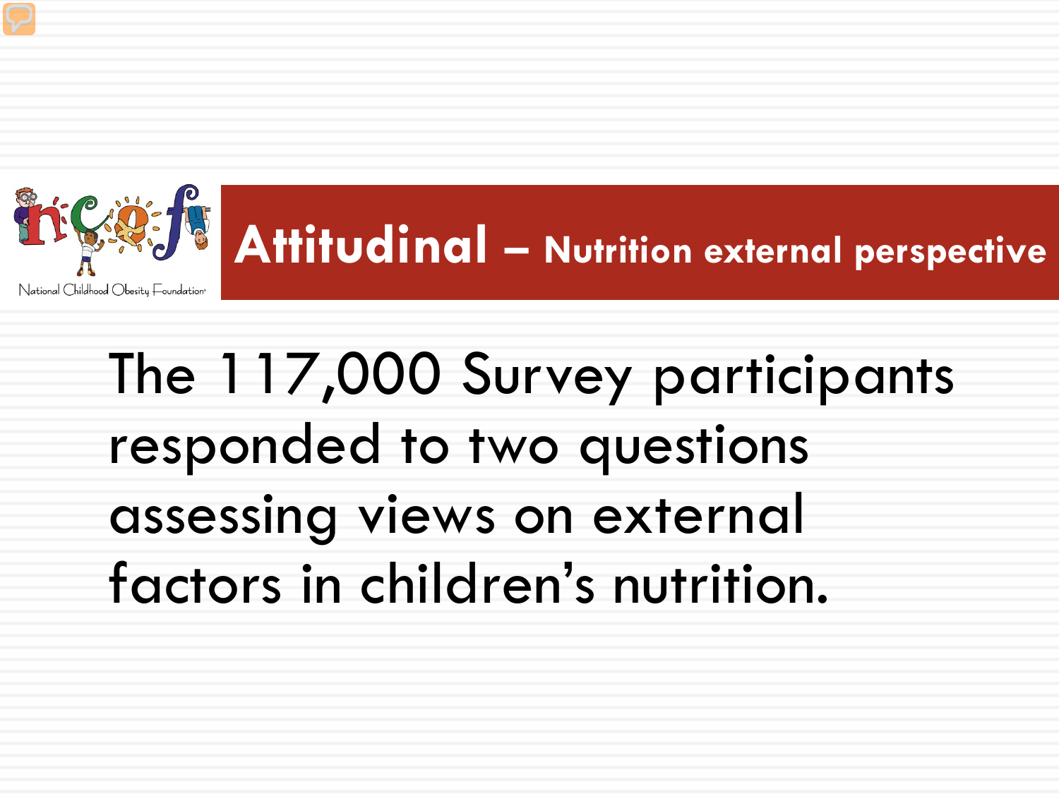# Attitudinal – Nutrition external perspective

The 117,000 Survey participants responded to two questions assessing views on external factors in children's nutrition.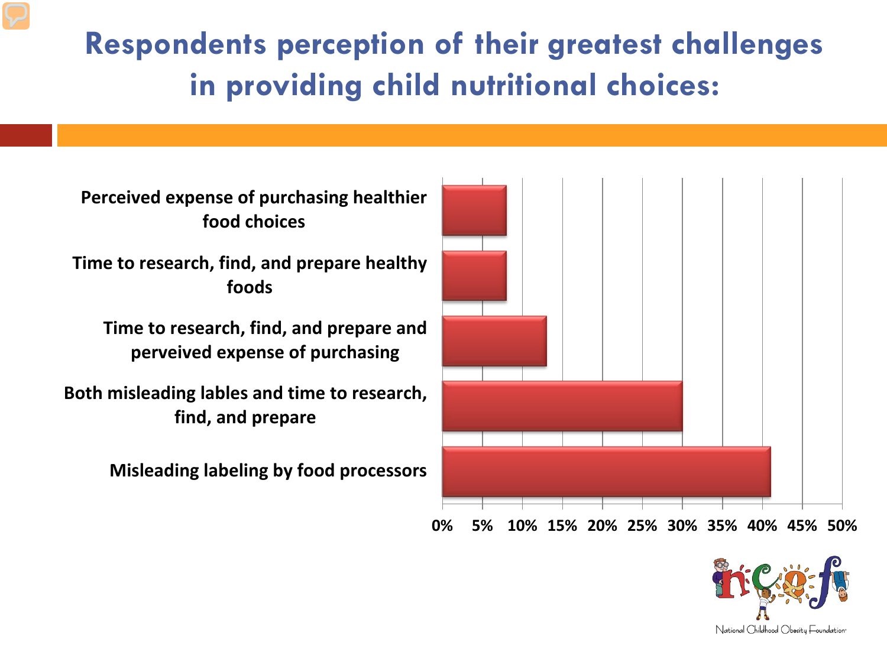# Respondents perception of their greatest challenges in providing child nutritional choices:

Perceived expense of purchasing healthier food choices

Time to research, find, and prepare healthy foods

Time to research, find, and prepare and perveived expense of purchasing

Both misleading lables and time to research, find, and prepare

Misleading labeling by food processors

0% 5% 10% 15% 20% 25% 30% 35% 40% 45% 50%

National Childhood Obesity Foundation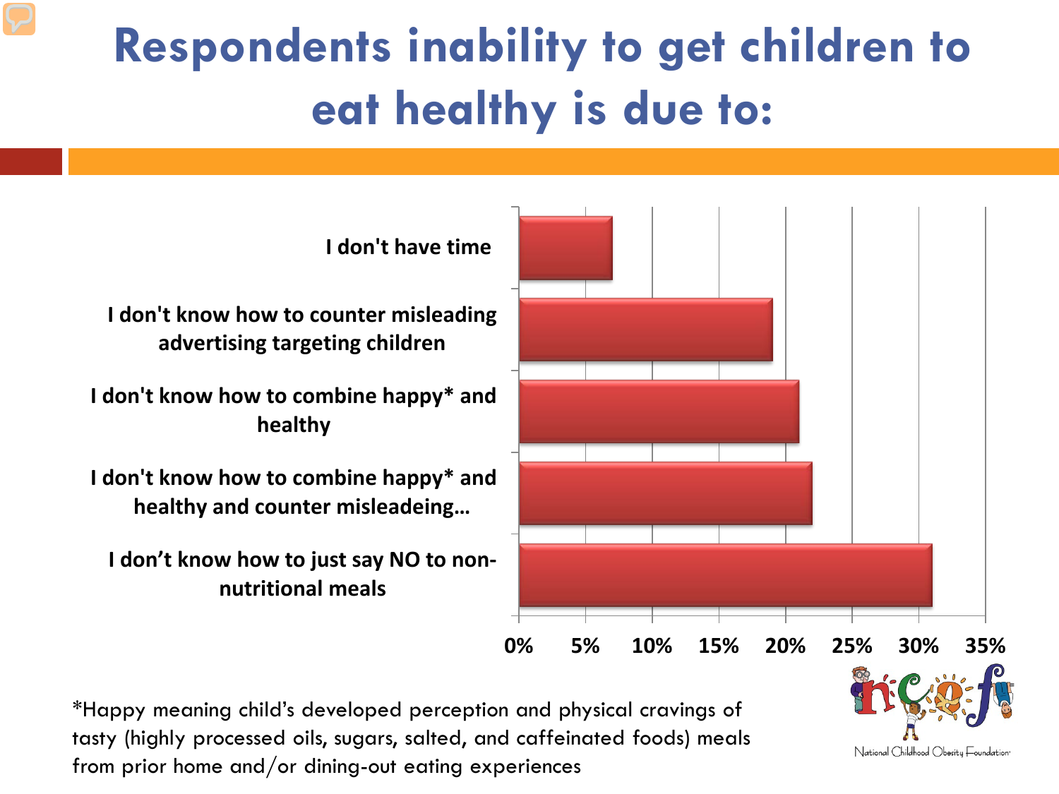# Respondents inability to get children to eat healthy is due to:

| Reason | Percentage (approx.) |
|---|---|
| I don't have time | 7% |
| I don't know how to counter misleading advertising targeting children | 19% |
| I don't know how to combine happy* and healthy | 21% |
| I don't know how to combine happy* and healthy and counter misleadeing… | 22% |
| I don't know how to just say NO to non-nutritional meals | 31% |

*Happy meaning child's developed perception and physical cravings of tasty (highly processed oils, sugars, salted, and caffeinated foods) meals from prior home and/or dining-out eating experiences

National Childhood Obesity Foundation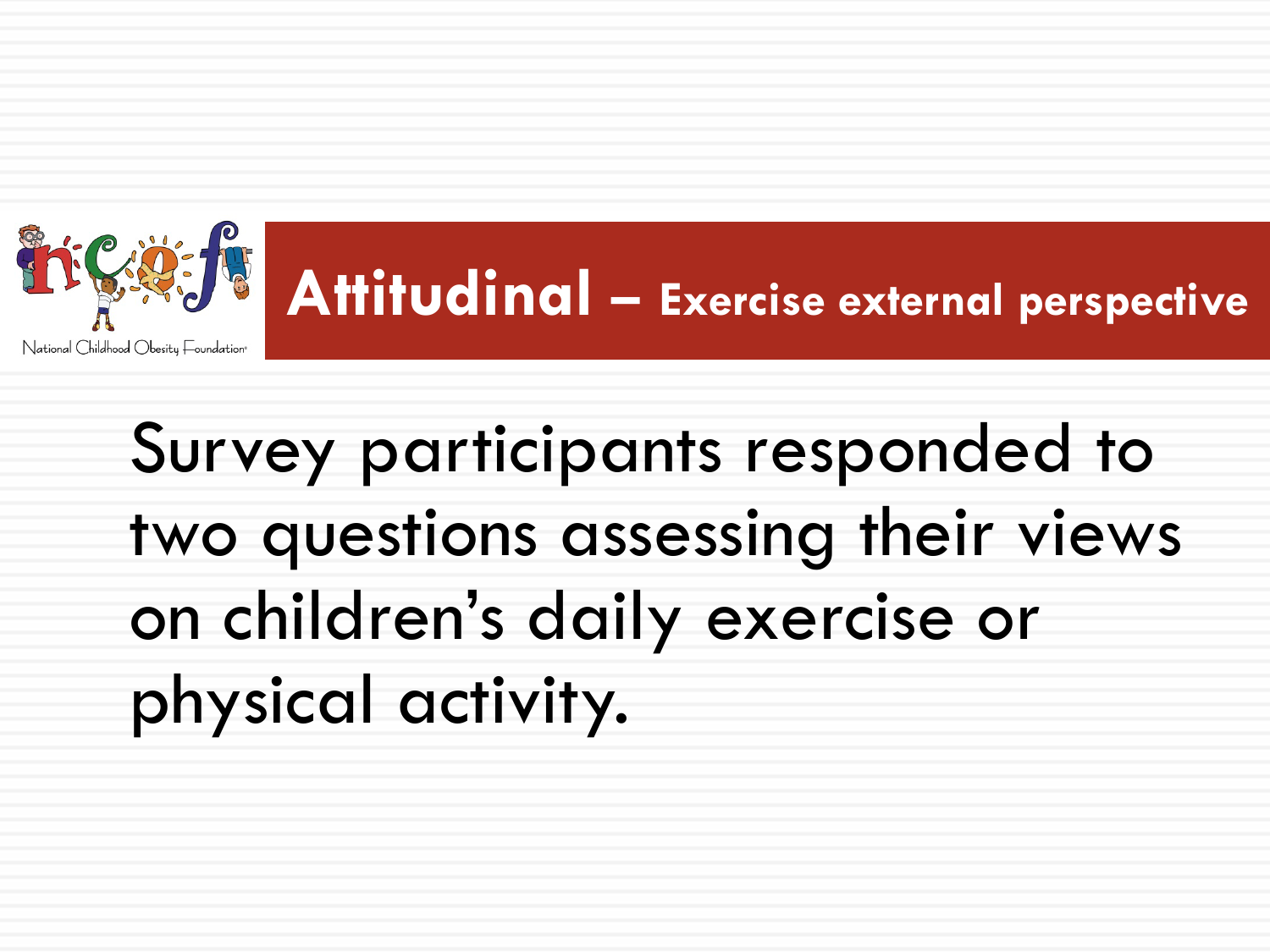# Attitudinal – Exercise external perspective

Survey participants responded to two questions assessing their views on children's daily exercise or physical activity.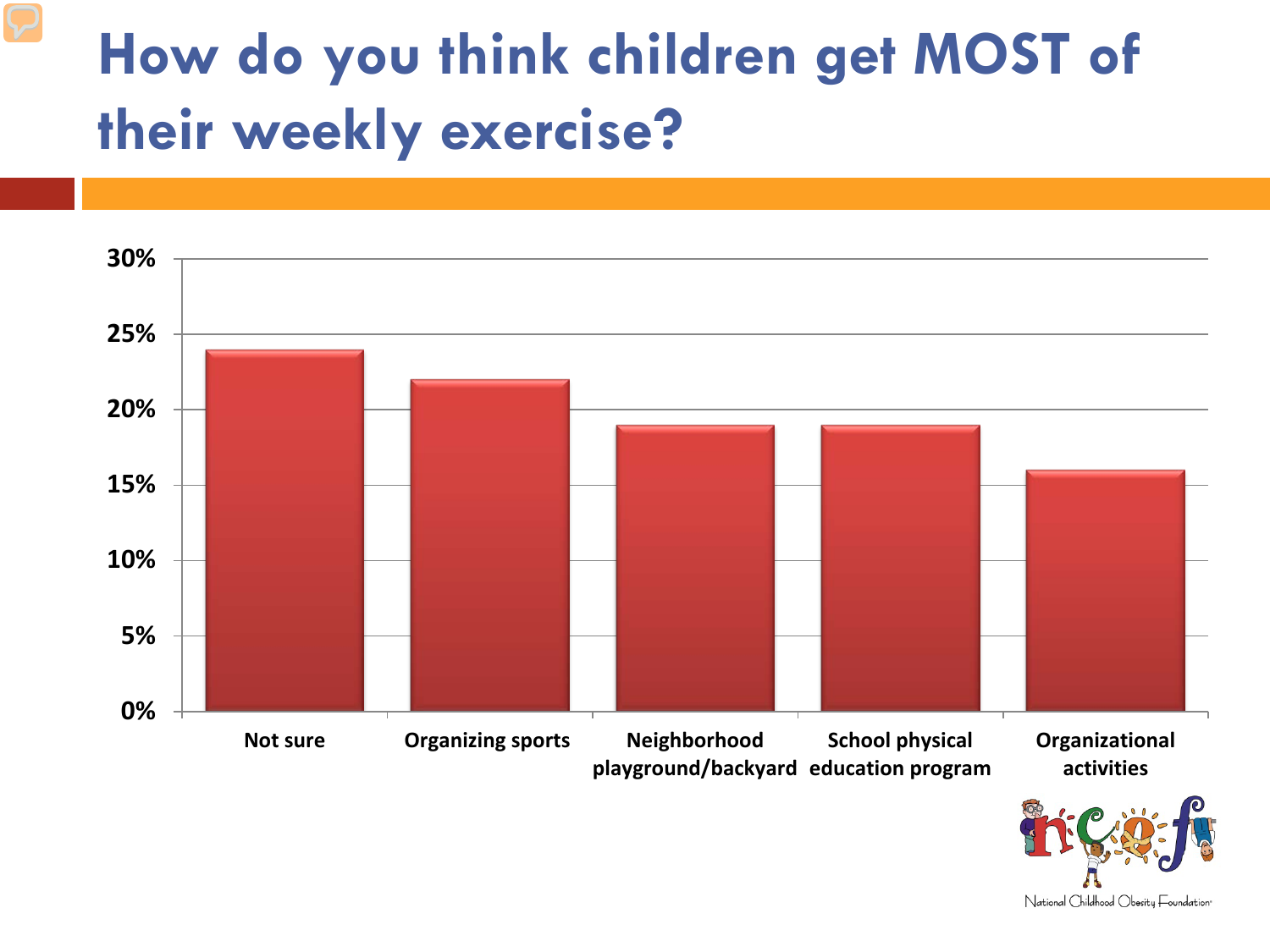# How do you think children get MOST of their weekly exercise?

| Category | Percentage |
| --- | --- |
| Not sure | 24% |
| Organizing sports | 22% |
| Neighborhood playground/backyard | 19% |
| School physical education program | 19% |
| Organizational activities | 16% |

ncof

National Childhood Obesity Foundation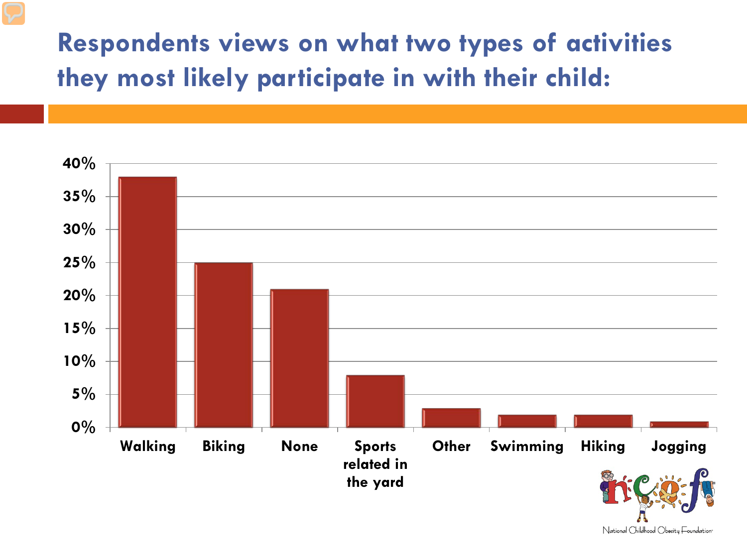# Respondents views on what two types of activities they most likely participate in with their child:

| Activity | Percentage |
|---|---|
| Walking | 38% |
| Biking | 25% |
| None | 21% |
| Sports related in the yard | 8% |
| Other | 3% |
| Swimming | 2% |
| Hiking | 2% |
| Jogging | 1% |

National Childhood Obesity Foundation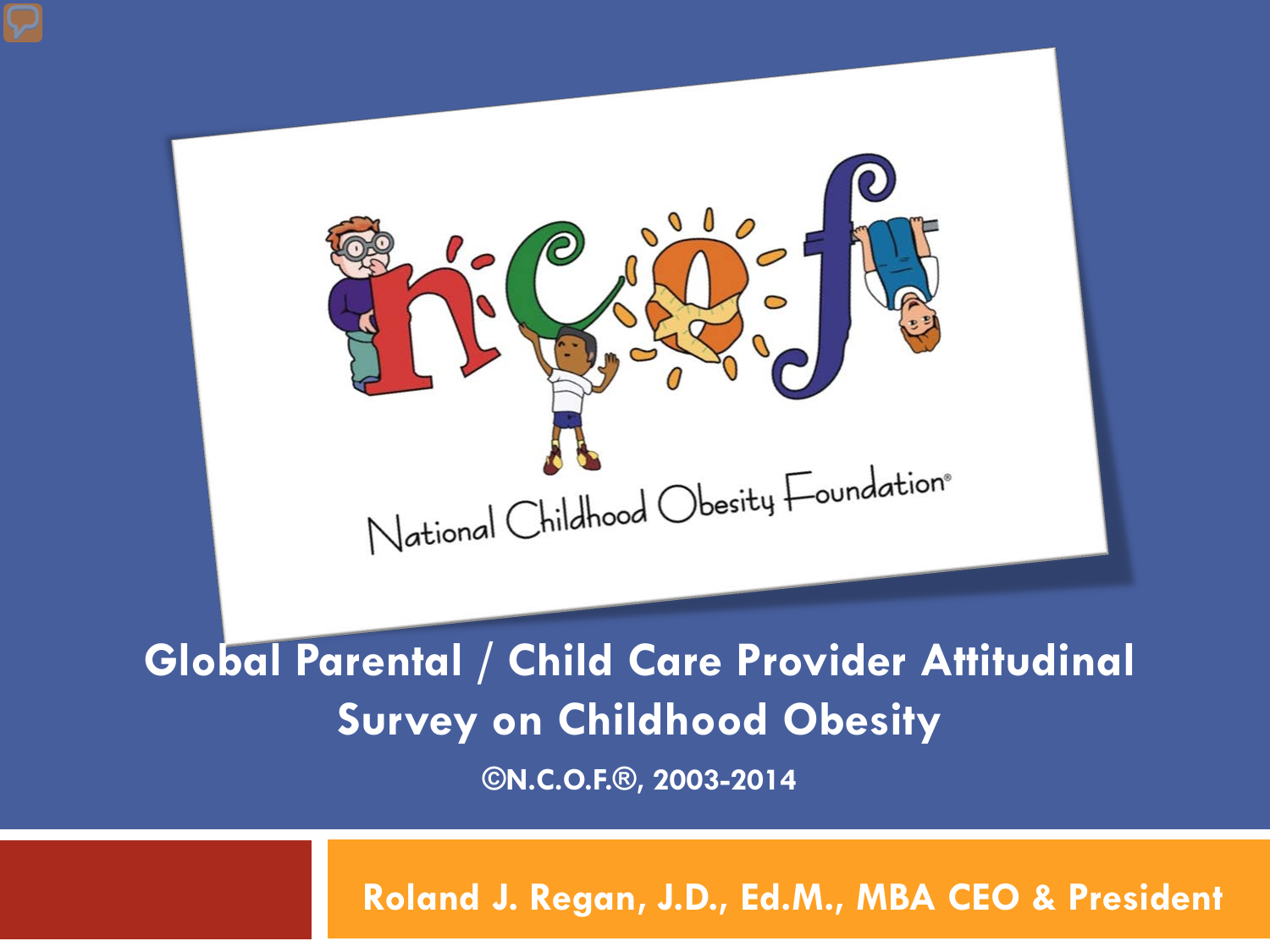National Childhood Obesity Foundation®

# Global Parental / Child Care Provider Attitudinal Survey on Childhood Obesity

**©N.C.O.F.®, 2003-2014**

**Roland J. Regan, J.D., Ed.M., MBA CEO & President**